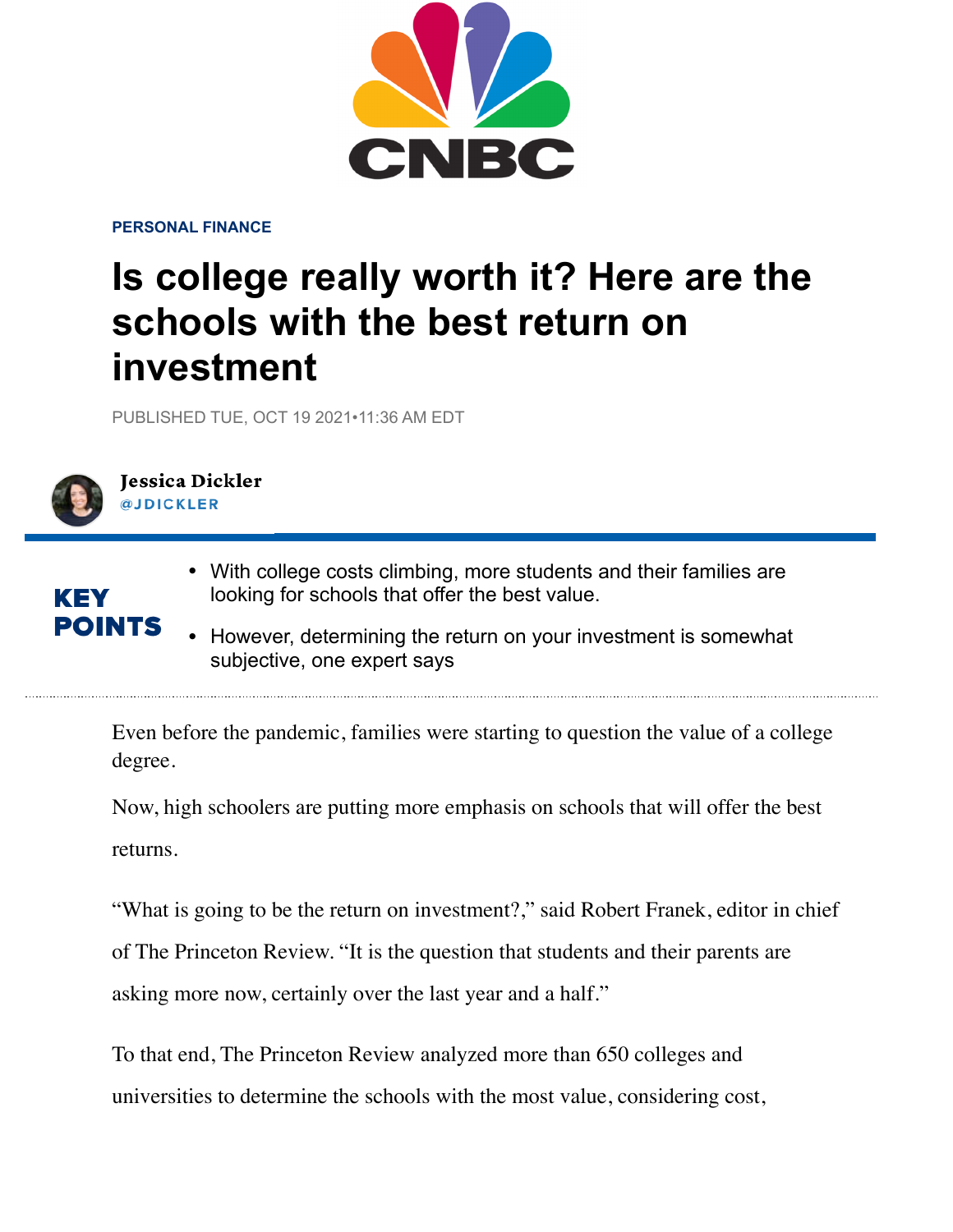PERSONAL FINANCE

# Is college really worth it? Here are the schools with the best return on investment

PUBLISHED TUE, OCT 19 2021•11:36 AM EDT

**Jessica Dickler**
@JDICKLER

## KEY POINTS

- With college costs climbing, more students and their families are looking for schools that offer the best value.
- However, determining the return on your investment is somewhat subjective, one expert says

---

Even before the pandemic, families were starting to question the value of a college degree.

Now, high schoolers are putting more emphasis on schools that will offer the best returns.

"What is going to be the return on investment?," said Robert Franek, editor in chief of The Princeton Review. "It is the question that students and their parents are asking more now, certainly over the last year and a half."

To that end, The Princeton Review analyzed more than 650 colleges and universities to determine the schools with the most value, considering cost,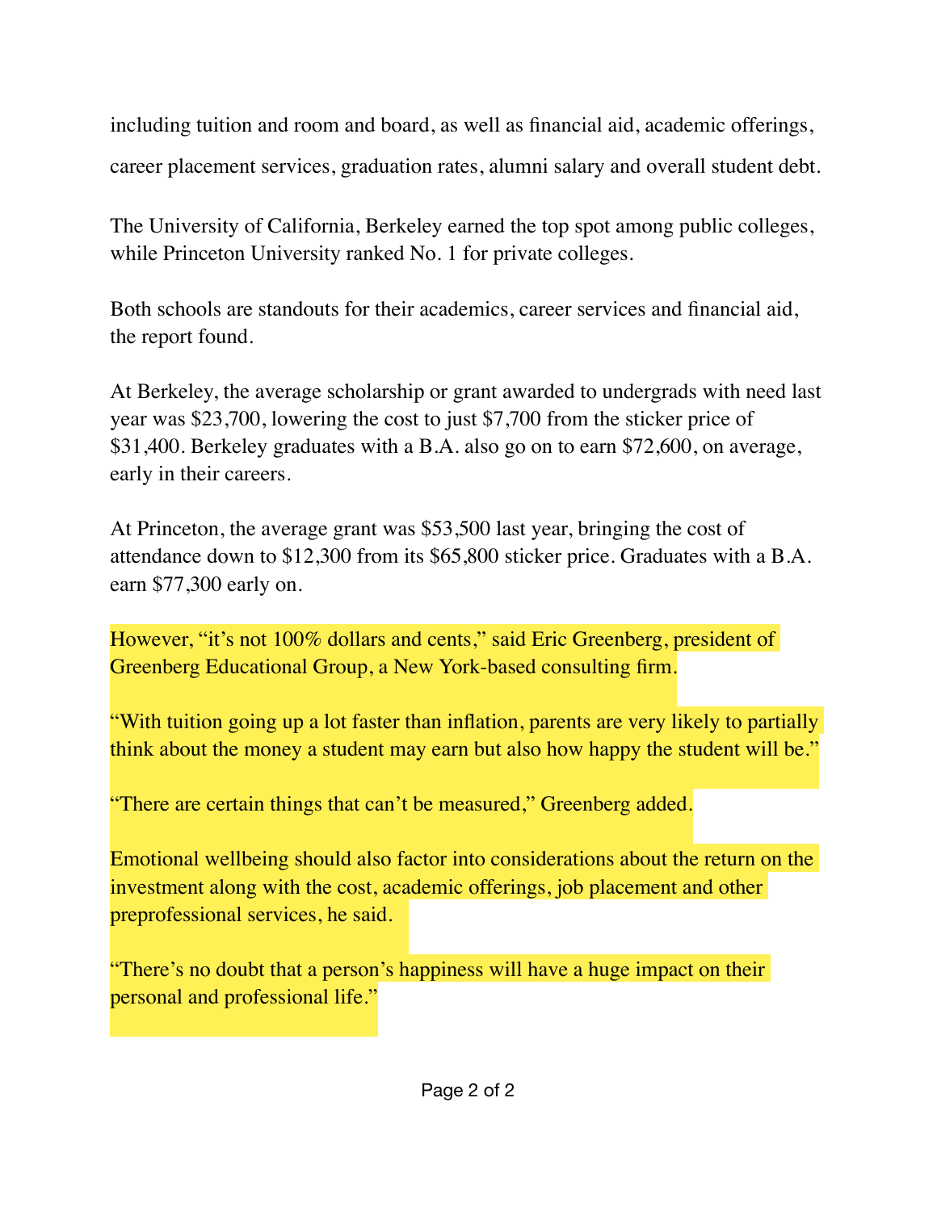including tuition and room and board, as well as financial aid, academic offerings, career placement services, graduation rates, alumni salary and overall student debt.

The University of California, Berkeley earned the top spot among public colleges, while Princeton University ranked No. 1 for private colleges.

Both schools are standouts for their academics, career services and financial aid, the report found.

At Berkeley, the average scholarship or grant awarded to undergrads with need last year was $23,700, lowering the cost to just $7,700 from the sticker price of $31,400. Berkeley graduates with a B.A. also go on to earn $72,600, on average, early in their careers.

At Princeton, the average grant was $53,500 last year, bringing the cost of attendance down to $12,300 from its $65,800 sticker price. Graduates with a B.A. earn $77,300 early on.

However, "it's not 100% dollars and cents," said Eric Greenberg, president of Greenberg Educational Group, a New York-based consulting firm.

"With tuition going up a lot faster than inflation, parents are very likely to partially think about the money a student may earn but also how happy the student will be."

"There are certain things that can't be measured," Greenberg added.

Emotional wellbeing should also factor into considerations about the return on the investment along with the cost, academic offerings, job placement and other preprofessional services, he said.

"There's no doubt that a person's happiness will have a huge impact on their personal and professional life."